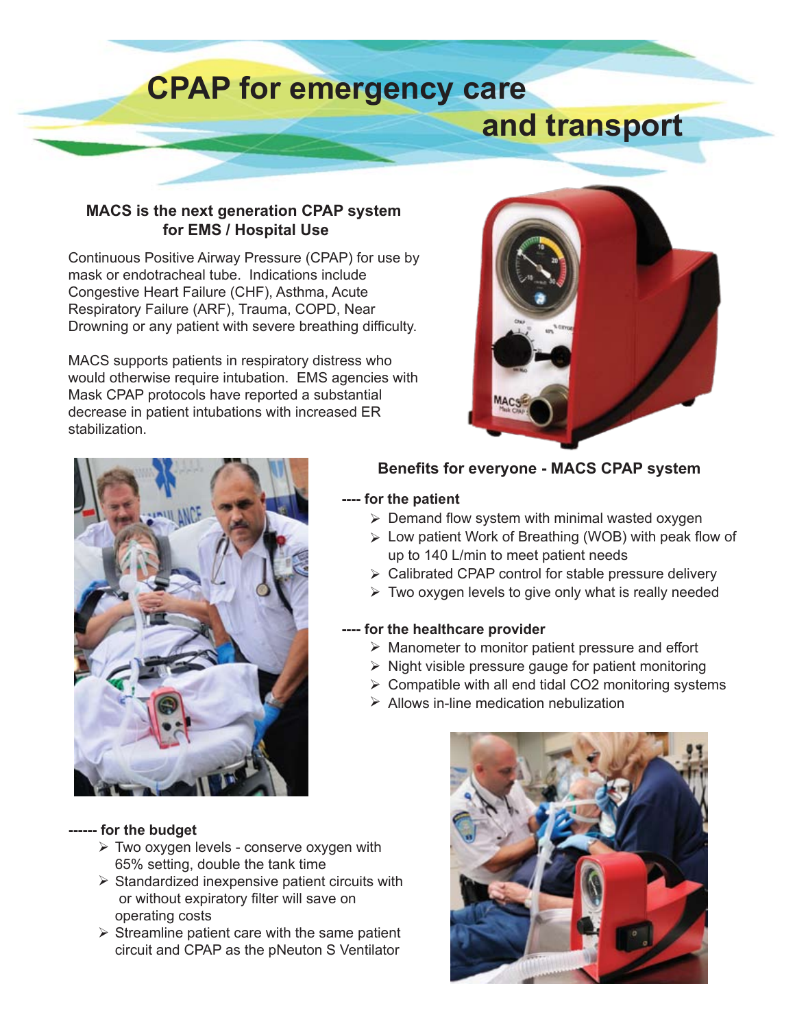# CPAP for emergency care and transport

### MACS is the next generation CPAP system for EMS / Hospital Use

Continuous Positive Airway Pressure (CPAP) for use by mask or endotracheal tube. Indications include Congestive Heart Failure (CHF), Asthma, Acute Respiratory Failure (ARF), Trauma, COPD, Near Drowning or any patient with severe breathing difficulty.

MACS supports patients in respiratory distress who would otherwise require intubation. EMS agencies with Mask CPAP protocols have reported a substantial decrease in patient intubations with increased ER stabilization.

### Benefits for everyone - MACS CPAP system

**---- for the patient**

- Demand flow system with minimal wasted oxygen
- Low patient Work of Breathing (WOB) with peak flow of up to 140 L/min to meet patient needs
- Calibrated CPAP control for stable pressure delivery
- Two oxygen levels to give only what is really needed

**---- for the healthcare provider**

- Manometer to monitor patient pressure and effort
- Night visible pressure gauge for patient monitoring
- Compatible with all end tidal CO2 monitoring systems
- Allows in-line medication nebulization

**------ for the budget**

- Two oxygen levels - conserve oxygen with 65% setting, double the tank time
- Standardized inexpensive patient circuits with or without expiratory filter will save on operating costs
- Streamline patient care with the same patient circuit and CPAP as the pNeuton S Ventilator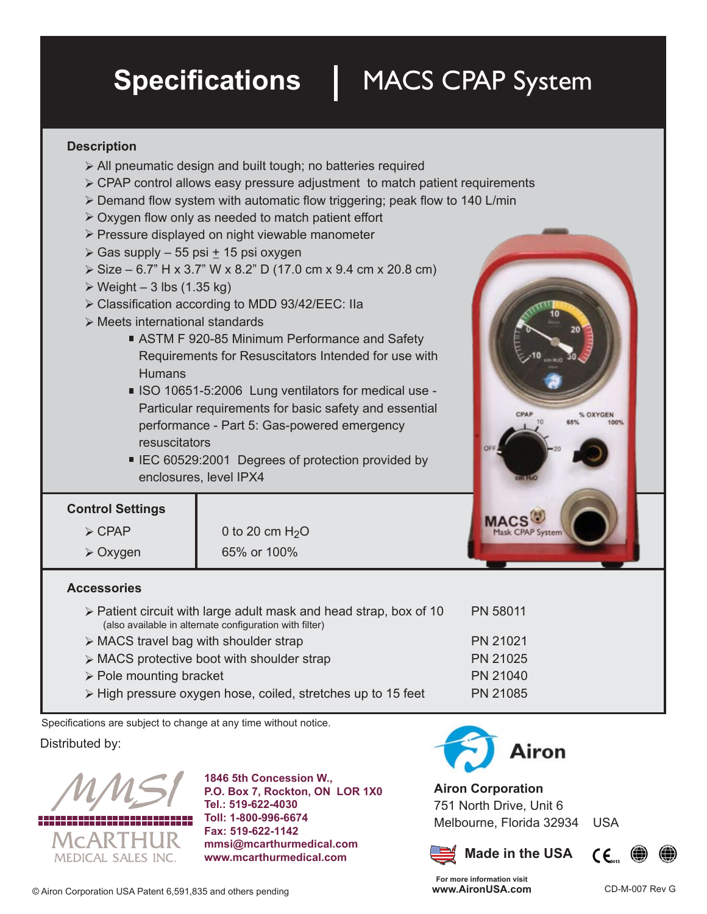# Specifications | MACS CPAP System

## Description

- All pneumatic design and built tough; no batteries required
- CPAP control allows easy pressure adjustment to match patient requirements
- Demand flow system with automatic flow triggering; peak flow to 140 L/min
- Oxygen flow only as needed to match patient effort
- Pressure displayed on night viewable manometer
- Gas supply – 55 psi ± 15 psi oxygen
- Size – 6.7" H x 3.7" W x 8.2" D (17.0 cm x 9.4 cm x 20.8 cm)
- Weight – 3 lbs (1.35 kg)
- Classification according to MDD 93/42/EEC: IIa
- Meets international standards
  - ASTM F 920-85 Minimum Performance and Safety Requirements for Resuscitators Intended for use with Humans
  - ISO 10651-5:2006 Lung ventilators for medical use - Particular requirements for basic safety and essential performance - Part 5: Gas-powered emergency resuscitators
  - IEC 60529:2001 Degrees of protection provided by enclosures, level IPX4

## Control Settings

| | |
|---|---|
| CPAP | 0 to 20 cm $H_2O$ |
| Oxygen | 65% or 100% |

## Accessories

| | |
|---|---|
| Patient circuit with large adult mask and head strap, box of 10 (also available in alternate configuration with filter) | PN 58011 |
| MACS travel bag with shoulder strap | PN 21021 |
| MACS protective boot with shoulder strap | PN 21025 |
| Pole mounting bracket | PN 21040 |
| High pressure oxygen hose, coiled, stretches up to 15 feet | PN 21085 |

Specifications are subject to change at any time without notice.

Distributed by:

MMSI
McARTHUR MEDICAL SALES INC.

**1846 5th Concession W.,**
**P.O. Box 7, Rockton, ON LOR 1X0**
**Tel.: 519-622-4030**
**Toll: 1-800-996-6674**
**Fax: 519-622-1142**
**mmsi@mcarthurmedical.com**
**www.mcarthurmedical.com**

Airon

**Airon Corporation**
751 North Drive, Unit 6
Melbourne, Florida 32934 USA

**Made in the USA**

For more information visit
**www.AironUSA.com**

© Airon Corporation USA Patent 6,591,835 and others pending

CD-M-007 Rev G